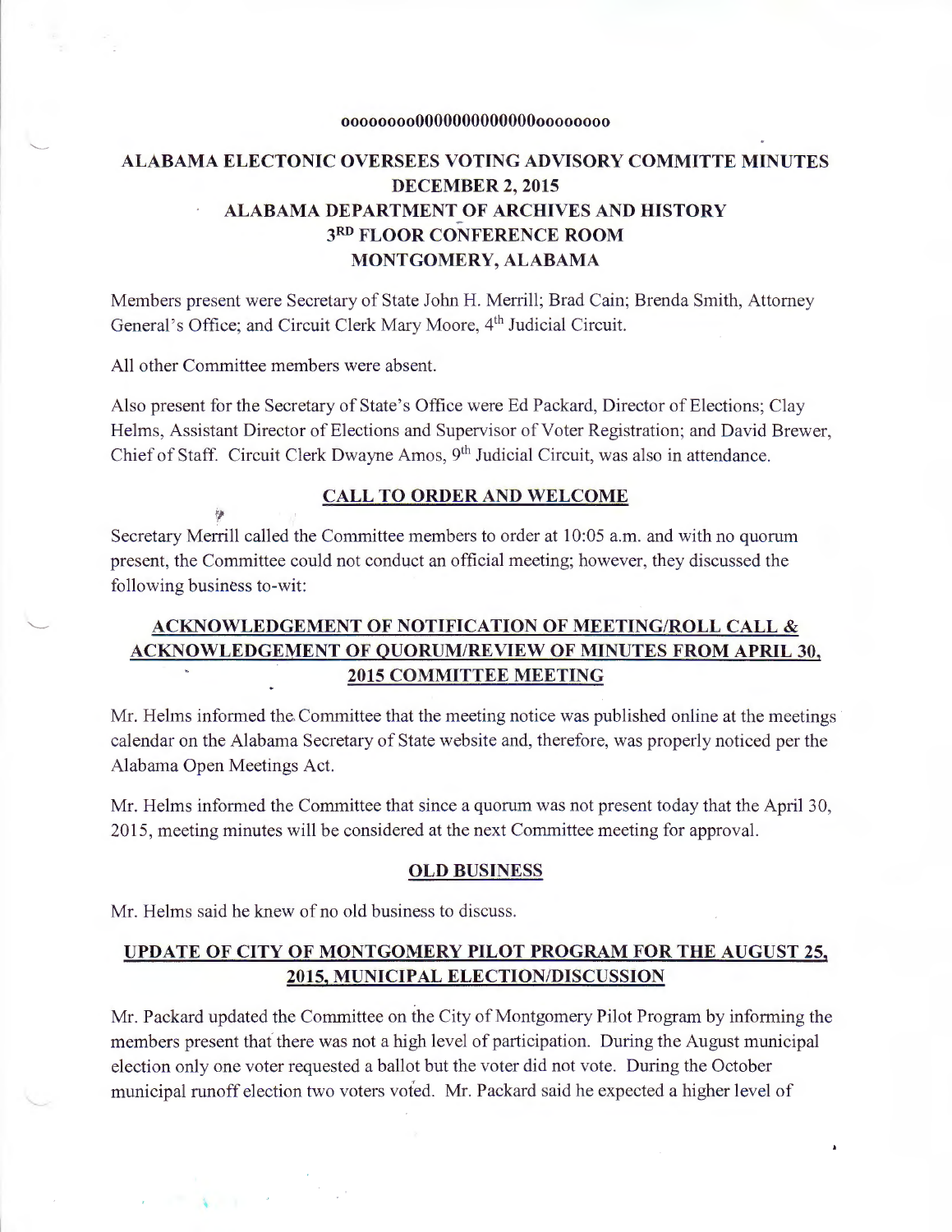oooooooo0000000000000oooooooo

# ALABAMA ELECTONIC OVERSEES VOTING ADVISORY COMMITTE MINUTES DECEMBER 2, 2015 ALABAMA DEPARTMENT OF ARCHIVES AND HISTORY 3RD FLOOR CONFERENCE ROOM MONTGOMERY, ALABAMA

Members present were Secretary of State John H. Merrill; Brad Cain; Brenda Smith, Attorney General's Office; and Circuit Clerk Mary Moore, 4th Judicial Circuit.

All other Committee members were absent.

Also present for the Secretary of State's Office were Ed Packard, Director of Elections; Clay Helms, Assistant Director of Elections and Supervisor of Voter Registration; and David Brewer, Chief of Staff. Circuit Clerk Dwayne Amos, 9th Judicial Circuit, was also in attendance.

## CALL TO ORDER AND WELCOME

Secretary Merrill called the Committee members to order at 10:05 a.m. and with no quorum present, the Committee could not conduct an official meeting; however, they discussed the following business to-wit:

## ACKNOWLEDGEMENT OF NOTIFICATION OF MEETING/ROLL CALL & ACKNOWLEDGEMENT OF QUORUM/REVIEW OF MINUTES FROM APRIL 30, 2015 COMMITTEE MEETING

Mr. Helms informed the Committee that the meeting notice was published online at the meetings calendar on the Alabama Secretary of State website and, therefore, was properly noticed per the Alabama Open Meetings Act.

Mr. Helms informed the Committee that since a quorum was not present today that the April 30, 2015, meeting minutes will be considered at the next Committee meeting for approval.

## OLD BUSINESS

Mr. Helms said he knew of no old business to discuss.

## UPDATE OF CITY OF MONTGOMERY PILOT PROGRAM FOR THE AUGUST 25, 2015, MUNICIPAL ELECTION/DISCUSSION

Mr. Packard updated the Committee on the City of Montgomery Pilot Program by informing the members present that there was not a high level of participation. During the August municipal election only one voter requested a ballot but the voter did not vote. During the October municipal runoff election two voters voted. Mr. Packard said he expected a higher level of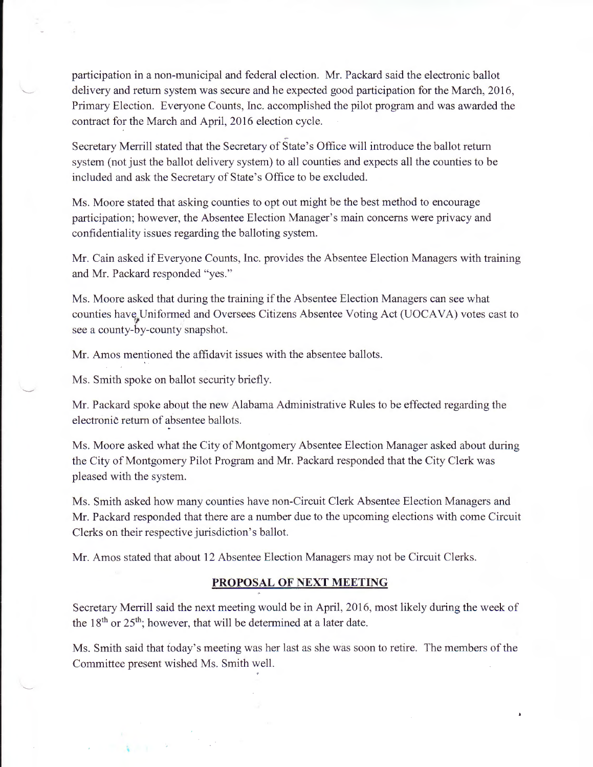participation in a non-municipal and federal election. Mr. Packard said the electronic ballot delivery and return system was secure and he expected good participation for the March, 2016, Primary Election. Everyone Counts, Inc. accomplished the pilot program and was awarded the contract for the March and April, 2016 election cycle.

Secretary Merrill stated that the Secretary of State's Office will introduce the ballot return system (not just the ballot delivery system) to all counties and expects all the counties to be included and ask the Secretary of State's Office to be excluded.

Ms. Moore stated that asking counties to opt out might be the best method to encourage participation; however, the Absentee Election Manager's main concerns were privacy and confidentiality issues regarding the balloting system.

Mr. Cain asked if Everyone Counts, Inc. provides the Absentee Election Managers with training and Mr. Packard responded "yes."

Ms. Moore asked that during the training if the Absentee Election Managers can see what counties have Uniformed and Oversees Citizens Absentee Voting Act (UOCAVA) votes cast to see a county-by-county snapshot.

Mr. Amos mentioned the affidavit issues with the absentee ballots.

Ms. Smith spoke on ballot security briefly.

Mr. Packard spoke about the new Alabama Administrative Rules to be effected regarding the electronic return of absentee ballots.

Ms. Moore asked what the City of Montgomery Absentee Election Manager asked about during the City of Montgomery Pilot Program and Mr. Packard responded that the City Clerk was pleased with the system.

Ms. Smith asked how many counties have non-Circuit Clerk Absentee Election Managers and Mr. Packard responded that there are a number due to the upcoming elections with come Circuit Clerks on their respective jurisdiction's ballot.

Mr. Amos stated that about 12 Absentee Election Managers may not be Circuit Clerks.

## PROPOSAL OF NEXT MEETING

Secretary Merrill said the next meeting would be in April, 2016, most likely during the week of the 18th or 25th; however, that will be determined at a later date.

Ms. Smith said that today's meeting was her last as she was soon to retire. The members of the Committee present wished Ms. Smith well.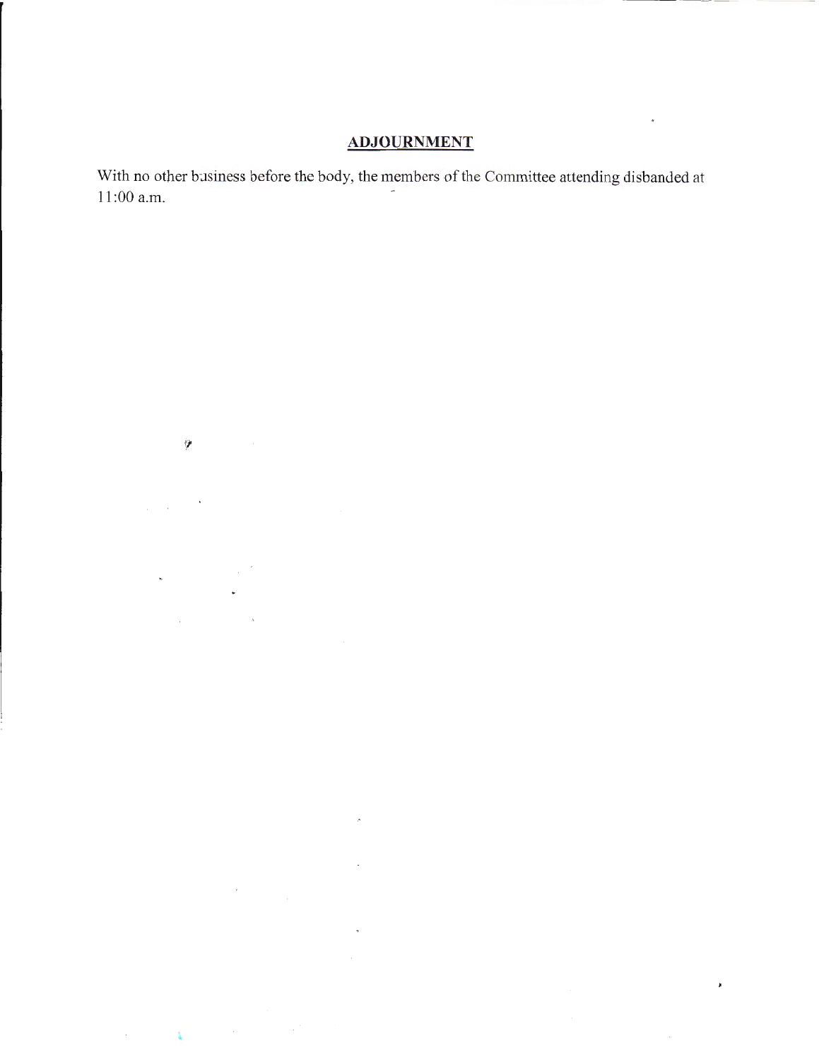## ADJOURNMENT

With no other business before the body, the members of the Committee attending disbanded at 11:00 a.m.